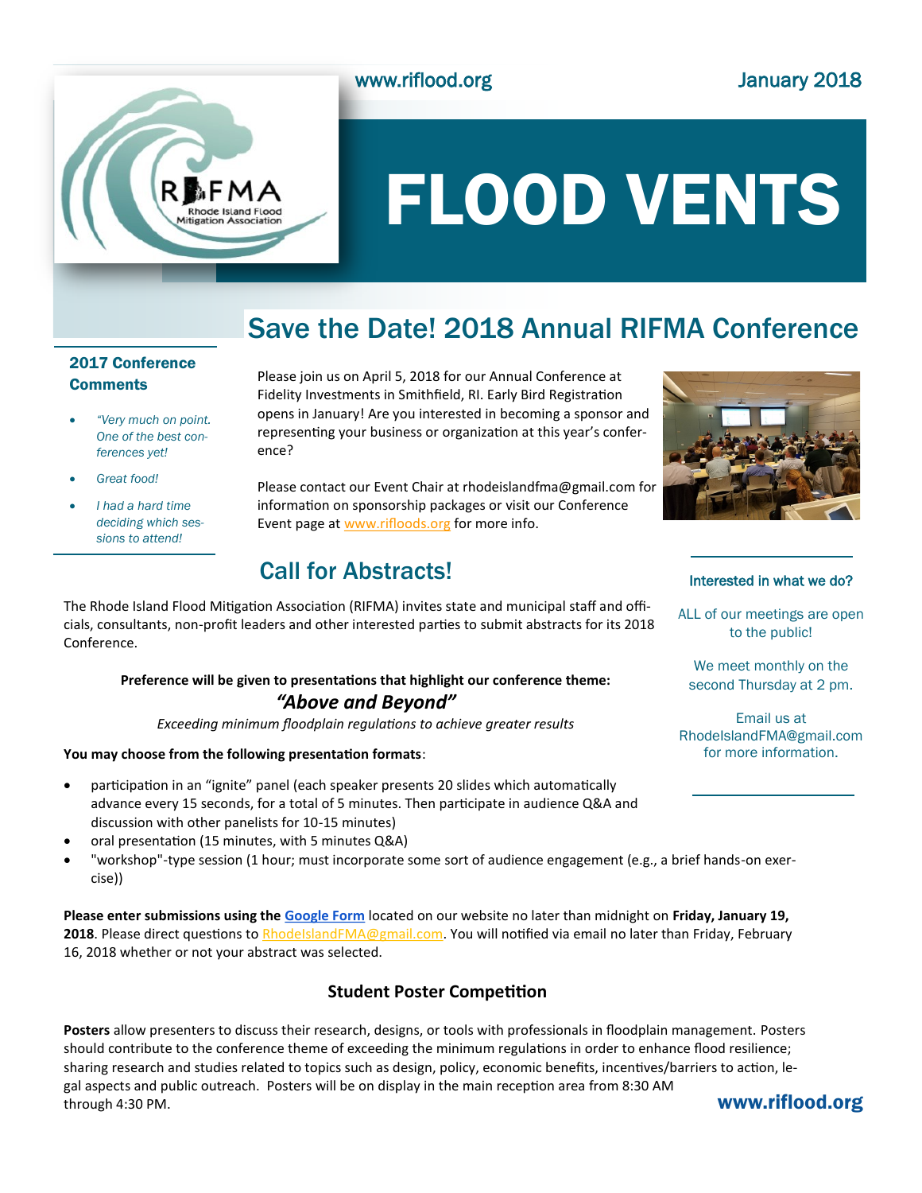www.riflood.org

January 2018

# FLOOD VENTS

## Save the Date! 2018 Annual RIFMA Conference

Please join us on April 5, 2018 for our Annual Conference at Fidelity Investments in Smithfield, RI. Early Bird Registration opens in January! Are you interested in becoming a sponsor and representing your business or organization at this year's conference?

Please contact our Event Chair at rhodeislandfma@gmail.com for information on sponsorship packages or visit our Conference Event page at www.rifloods.org for more info.

### 2017 Conference Comments

- *"Very much on point. One of the best conferences yet!*
- *Great food!*
- *I had a hard time deciding which sessions to attend!*

## Call for Abstracts!

The Rhode Island Flood Mitigation Association (RIFMA) invites state and municipal staff and officials, consultants, non-profit leaders and other interested parties to submit abstracts for its 2018 Conference.

**Preference will be given to presentations that highlight our conference theme:**

***"Above and Beyond"***

*Exceeding minimum floodplain regulations to achieve greater results*

**You may choose from the following presentation formats**:

- participation in an "ignite" panel (each speaker presents 20 slides which automatically advance every 15 seconds, for a total of 5 minutes. Then participate in audience Q&A and discussion with other panelists for 10-15 minutes)
- oral presentation (15 minutes, with 5 minutes Q&A)
- "workshop"-type session (1 hour; must incorporate some sort of audience engagement (e.g., a brief hands-on exercise))

**Please enter submissions using the Google Form** located on our website no later than midnight on **Friday, January 19, 2018**. Please direct questions to RhodeIslandFMA@gmail.com. You will notified via email no later than Friday, February 16, 2018 whether or not your abstract was selected.

### Student Poster Competition

**Posters** allow presenters to discuss their research, designs, or tools with professionals in floodplain management. Posters should contribute to the conference theme of exceeding the minimum regulations in order to enhance flood resilience; sharing research and studies related to topics such as design, policy, economic benefits, incentives/barriers to action, legal aspects and public outreach. Posters will be on display in the main reception area from 8:30 AM through 4:30 PM.

### Interested in what we do?

ALL of our meetings are open to the public!

We meet monthly on the second Thursday at 2 pm.

Email us at RhodeIslandFMA@gmail.com for more information.

**www.riflood.org**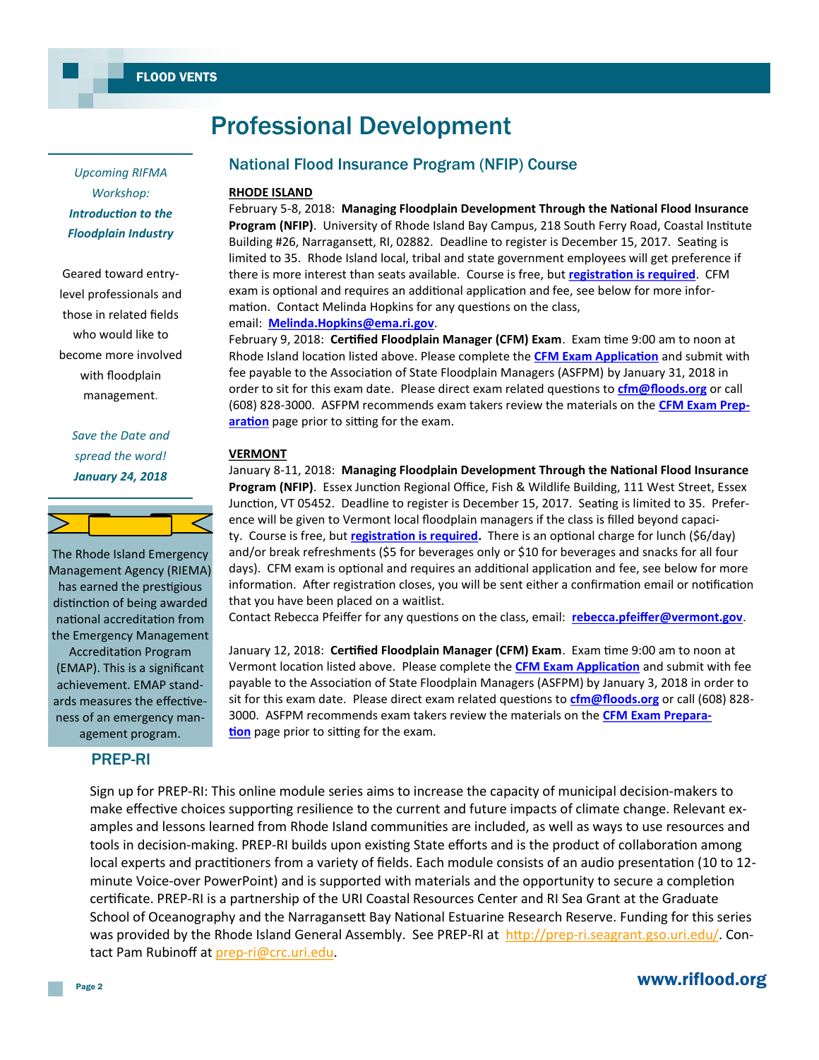# Professional Development

*Upcoming RIFMA Workshop:*

***Introduction to the Floodplain Industry***

Geared toward entry-level professionals and those in related fields who would like to become more involved with floodplain management.

*Save the Date and spread the word!*

***January 24, 2018***

The Rhode Island Emergency Management Agency (RIEMA) has earned the prestigious distinction of being awarded national accreditation from the Emergency Management Accreditation Program (EMAP). This is a significant achievement. EMAP standards measures the effectiveness of an emergency management program.

## National Flood Insurance Program (NFIP) Course

**RHODE ISLAND**

February 5-8, 2018: **Managing Floodplain Development Through the National Flood Insurance Program (NFIP)**. University of Rhode Island Bay Campus, 218 South Ferry Road, Coastal Institute Building #26, Narragansett, RI, 02882. Deadline to register is December 15, 2017. Seating is limited to 35. Rhode Island local, tribal and state government employees will get preference if there is more interest than seats available. Course is free, but **registration is required**. CFM exam is optional and requires an additional application and fee, see below for more information. Contact Melinda Hopkins for any questions on the class, email: **Melinda.Hopkins@ema.ri.gov**.

February 9, 2018: **Certified Floodplain Manager (CFM) Exam**. Exam time 9:00 am to noon at Rhode Island location listed above. Please complete the **CFM Exam Application** and submit with fee payable to the Association of State Floodplain Managers (ASFPM) by January 31, 2018 in order to sit for this exam date. Please direct exam related questions to **cfm@floods.org** or call (608) 828-3000. ASFPM recommends exam takers review the materials on the **CFM Exam Preparation** page prior to sitting for the exam.

**VERMONT**

January 8-11, 2018: **Managing Floodplain Development Through the National Flood Insurance Program (NFIP)**. Essex Junction Regional Office, Fish & Wildlife Building, 111 West Street, Essex Junction, VT 05452. Deadline to register is December 15, 2017. Seating is limited to 35. Preference will be given to Vermont local floodplain managers if the class is filled beyond capacity. Course is free, but **registration is required.** There is an optional charge for lunch ($6/day) and/or break refreshments ($5 for beverages only or $10 for beverages and snacks for all four days). CFM exam is optional and requires an additional application and fee, see below for more information. After registration closes, you will be sent either a confirmation email or notification that you have been placed on a waitlist.
Contact Rebecca Pfeiffer for any questions on the class, email: **rebecca.pfeiffer@vermont.gov**.

January 12, 2018: **Certified Floodplain Manager (CFM) Exam**. Exam time 9:00 am to noon at Vermont location listed above. Please complete the **CFM Exam Application** and submit with fee payable to the Association of State Floodplain Managers (ASFPM) by January 3, 2018 in order to sit for this exam date. Please direct exam related questions to **cfm@floods.org** or call (608) 828-3000. ASFPM recommends exam takers review the materials on the **CFM Exam Preparation** page prior to sitting for the exam.

## PREP-RI

Sign up for PREP-RI: This online module series aims to increase the capacity of municipal decision-makers to make effective choices supporting resilience to the current and future impacts of climate change. Relevant examples and lessons learned from Rhode Island communities are included, as well as ways to use resources and tools in decision-making. PREP-RI builds upon existing State efforts and is the product of collaboration among local experts and practitioners from a variety of fields. Each module consists of an audio presentation (10 to 12-minute Voice-over PowerPoint) and is supported with materials and the opportunity to secure a completion certificate. PREP-RI is a partnership of the URI Coastal Resources Center and RI Sea Grant at the Graduate School of Oceanography and the Narragansett Bay National Estuarine Research Reserve. Funding for this series was provided by the Rhode Island General Assembly. See PREP-RI at http://prep-ri.seagrant.gso.uri.edu/. Contact Pam Rubinoff at prep-ri@crc.uri.edu.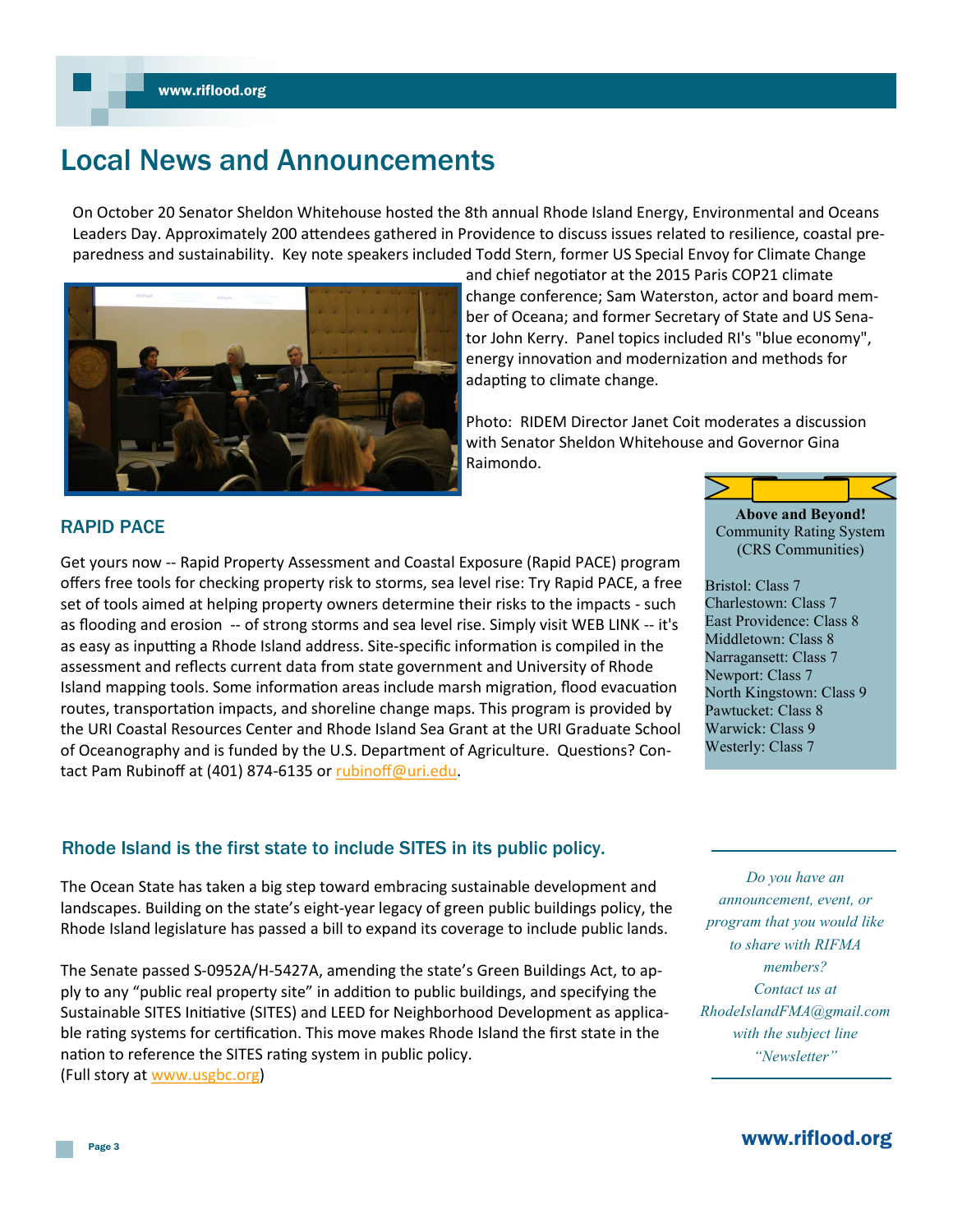# Local News and Announcements

On October 20 Senator Sheldon Whitehouse hosted the 8th annual Rhode Island Energy, Environmental and Oceans Leaders Day. Approximately 200 attendees gathered in Providence to discuss issues related to resilience, coastal preparedness and sustainability. Key note speakers included Todd Stern, former US Special Envoy for Climate Change and chief negotiator at the 2015 Paris COP21 climate change conference; Sam Waterston, actor and board member of Oceana; and former Secretary of State and US Senator John Kerry. Panel topics included RI's "blue economy", energy innovation and modernization and methods for adapting to climate change.

Photo: RIDEM Director Janet Coit moderates a discussion with Senator Sheldon Whitehouse and Governor Gina Raimondo.

## RAPID PACE

Get yours now -- Rapid Property Assessment and Coastal Exposure (Rapid PACE) program offers free tools for checking property risk to storms, sea level rise: Try Rapid PACE, a free set of tools aimed at helping property owners determine their risks to the impacts - such as flooding and erosion -- of strong storms and sea level rise. Simply visit WEB LINK -- it's as easy as inputting a Rhode Island address. Site-specific information is compiled in the assessment and reflects current data from state government and University of Rhode Island mapping tools. Some information areas include marsh migration, flood evacuation routes, transportation impacts, and shoreline change maps. This program is provided by the URI Coastal Resources Center and Rhode Island Sea Grant at the URI Graduate School of Oceanography and is funded by the U.S. Department of Agriculture. Questions? Contact Pam Rubinoff at (401) 874-6135 or rubinoff@uri.edu.

**Above and Beyond!**
Community Rating System
(CRS Communities)

Bristol: Class 7
Charlestown: Class 7
East Providence: Class 8
Middletown: Class 8
Narragansett: Class 7
Newport: Class 7
North Kingstown: Class 9
Pawtucket: Class 8
Warwick: Class 9
Westerly: Class 7

## Rhode Island is the first state to include SITES in its public policy.

The Ocean State has taken a big step toward embracing sustainable development and landscapes. Building on the state's eight-year legacy of green public buildings policy, the Rhode Island legislature has passed a bill to expand its coverage to include public lands.

The Senate passed S-0952A/H-5427A, amending the state's Green Buildings Act, to apply to any "public real property site" in addition to public buildings, and specifying the Sustainable SITES Initiative (SITES) and LEED for Neighborhood Development as applicable rating systems for certification. This move makes Rhode Island the first state in the nation to reference the SITES rating system in public policy.
(Full story at www.usgbc.org)

*Do you have an announcement, event, or program that you would like to share with RIFMA members?*
*Contact us at RhodeIslandFMA@gmail.com with the subject line "Newsletter"*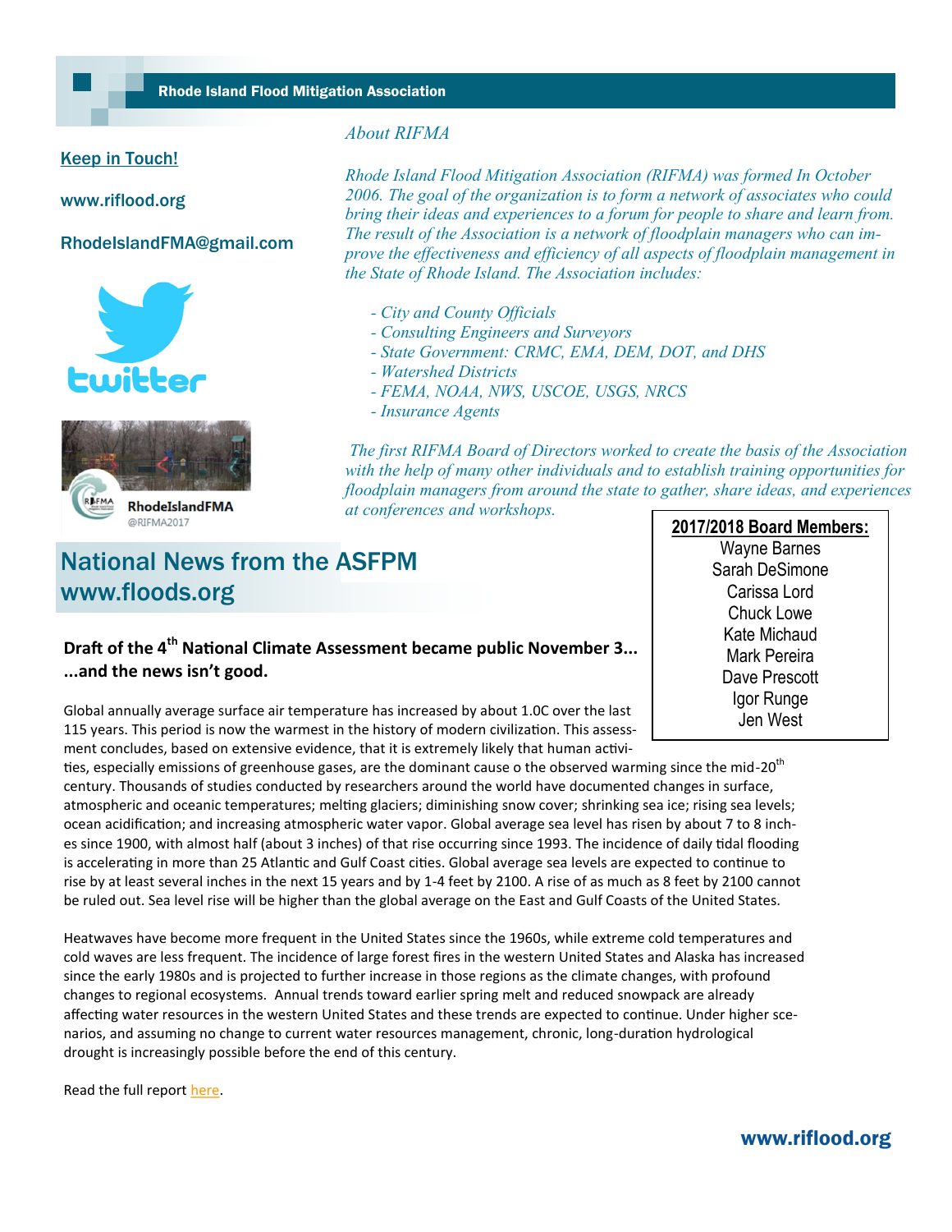Rhode Island Flood Mitigation Association

**Keep in Touch!**

www.riflood.org

RhodeIslandFMA@gmail.com

RhodeIslandFMA
@RIFMA2017

*About RIFMA*

*Rhode Island Flood Mitigation Association (RIFMA) was formed In October 2006. The goal of the organization is to form a network of associates who could bring their ideas and experiences to a forum for people to share and learn from. The result of the Association is a network of floodplain managers who can improve the effectiveness and efficiency of all aspects of floodplain management in the State of Rhode Island. The Association includes:*

- *City and County Officials*
- *Consulting Engineers and Surveyors*
- *State Government: CRMC, EMA, DEM, DOT, and DHS*
- *Watershed Districts*
- *FEMA, NOAA, NWS, USCOE, USGS, NRCS*
- *Insurance Agents*

*The first RIFMA Board of Directors worked to create the basis of the Association with the help of many other individuals and to establish training opportunities for floodplain managers from around the state to gather, share ideas, and experiences at conferences and workshops.*

**2017/2018 Board Members:**

Wayne Barnes
Sarah DeSimone
Carissa Lord
Chuck Lowe
Kate Michaud
Mark Pereira
Dave Prescott
Igor Runge
Jen West

## National News from the ASFPM www.floods.org

**Draft of the 4th National Climate Assessment became public November 3...**
**...and the news isn't good.**

Global annually average surface air temperature has increased by about 1.0C over the last 115 years. This period is now the warmest in the history of modern civilization. This assessment concludes, based on extensive evidence, that it is extremely likely that human activities, especially emissions of greenhouse gases, are the dominant cause o the observed warming since the mid-20th century. Thousands of studies conducted by researchers around the world have documented changes in surface, atmospheric and oceanic temperatures; melting glaciers; diminishing snow cover; shrinking sea ice; rising sea levels; ocean acidification; and increasing atmospheric water vapor. Global average sea level has risen by about 7 to 8 inches since 1900, with almost half (about 3 inches) of that rise occurring since 1993. The incidence of daily tidal flooding is accelerating in more than 25 Atlantic and Gulf Coast cities. Global average sea levels are expected to continue to rise by at least several inches in the next 15 years and by 1-4 feet by 2100. A rise of as much as 8 feet by 2100 cannot be ruled out. Sea level rise will be higher than the global average on the East and Gulf Coasts of the United States.

Heatwaves have become more frequent in the United States since the 1960s, while extreme cold temperatures and cold waves are less frequent. The incidence of large forest fires in the western United States and Alaska has increased since the early 1980s and is projected to further increase in those regions as the climate changes, with profound changes to regional ecosystems. Annual trends toward earlier spring melt and reduced snowpack are already affecting water resources in the western United States and these trends are expected to continue. Under higher scenarios, and assuming no change to current water resources management, chronic, long-duration hydrological drought is increasingly possible before the end of this century.

Read the full report here.

www.riflood.org